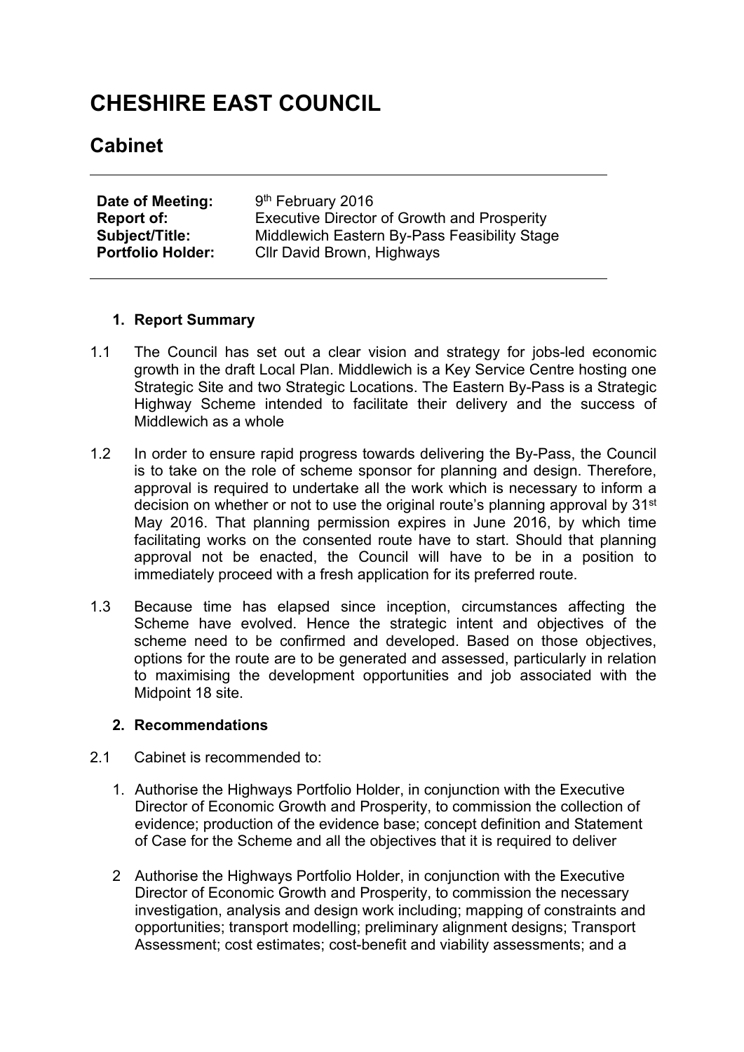# CHESHIRE EAST COUNCIL

## Cabinet

| | |
|---|---|
| **Date of Meeting:** | 9th February 2016 |
| **Report of:** | Executive Director of Growth and Prosperity |
| **Subject/Title:** | Middlewich Eastern By-Pass Feasibility Stage |
| **Portfolio Holder:** | Cllr David Brown, Highways |

### 1. Report Summary

1.1 The Council has set out a clear vision and strategy for jobs-led economic growth in the draft Local Plan. Middlewich is a Key Service Centre hosting one Strategic Site and two Strategic Locations. The Eastern By-Pass is a Strategic Highway Scheme intended to facilitate their delivery and the success of Middlewich as a whole

1.2 In order to ensure rapid progress towards delivering the By-Pass, the Council is to take on the role of scheme sponsor for planning and design. Therefore, approval is required to undertake all the work which is necessary to inform a decision on whether or not to use the original route's planning approval by 31st May 2016. That planning permission expires in June 2016, by which time facilitating works on the consented route have to start. Should that planning approval not be enacted, the Council will have to be in a position to immediately proceed with a fresh application for its preferred route.

1.3 Because time has elapsed since inception, circumstances affecting the Scheme have evolved. Hence the strategic intent and objectives of the scheme need to be confirmed and developed. Based on those objectives, options for the route are to be generated and assessed, particularly in relation to maximising the development opportunities and job associated with the Midpoint 18 site.

### 2. Recommendations

2.1 Cabinet is recommended to:

1. Authorise the Highways Portfolio Holder, in conjunction with the Executive Director of Economic Growth and Prosperity, to commission the collection of evidence; production of the evidence base; concept definition and Statement of Case for the Scheme and all the objectives that it is required to deliver

2. Authorise the Highways Portfolio Holder, in conjunction with the Executive Director of Economic Growth and Prosperity, to commission the necessary investigation, analysis and design work including; mapping of constraints and opportunities; transport modelling; preliminary alignment designs; Transport Assessment; cost estimates; cost-benefit and viability assessments; and a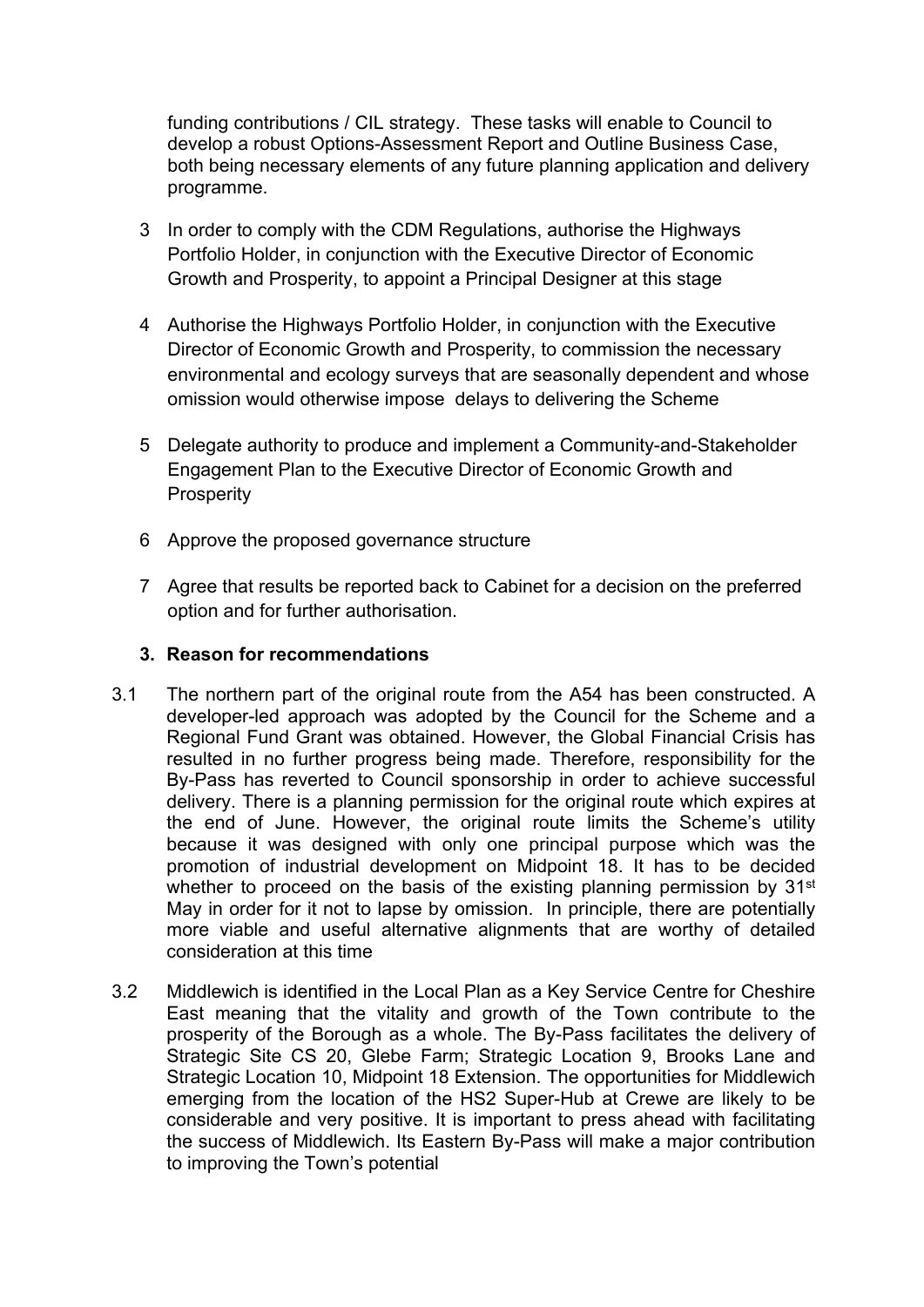funding contributions / CIL strategy. These tasks will enable to Council to develop a robust Options-Assessment Report and Outline Business Case, both being necessary elements of any future planning application and delivery programme.

3 In order to comply with the CDM Regulations, authorise the Highways Portfolio Holder, in conjunction with the Executive Director of Economic Growth and Prosperity, to appoint a Principal Designer at this stage

4 Authorise the Highways Portfolio Holder, in conjunction with the Executive Director of Economic Growth and Prosperity, to commission the necessary environmental and ecology surveys that are seasonally dependent and whose omission would otherwise impose delays to delivering the Scheme

5 Delegate authority to produce and implement a Community-and-Stakeholder Engagement Plan to the Executive Director of Economic Growth and Prosperity

6 Approve the proposed governance structure

7 Agree that results be reported back to Cabinet for a decision on the preferred option and for further authorisation.

## 3. Reason for recommendations

3.1 The northern part of the original route from the A54 has been constructed. A developer-led approach was adopted by the Council for the Scheme and a Regional Fund Grant was obtained. However, the Global Financial Crisis has resulted in no further progress being made. Therefore, responsibility for the By-Pass has reverted to Council sponsorship in order to achieve successful delivery. There is a planning permission for the original route which expires at the end of June. However, the original route limits the Scheme's utility because it was designed with only one principal purpose which was the promotion of industrial development on Midpoint 18. It has to be decided whether to proceed on the basis of the existing planning permission by 31st May in order for it not to lapse by omission. In principle, there are potentially more viable and useful alternative alignments that are worthy of detailed consideration at this time

3.2 Middlewich is identified in the Local Plan as a Key Service Centre for Cheshire East meaning that the vitality and growth of the Town contribute to the prosperity of the Borough as a whole. The By-Pass facilitates the delivery of Strategic Site CS 20, Glebe Farm; Strategic Location 9, Brooks Lane and Strategic Location 10, Midpoint 18 Extension. The opportunities for Middlewich emerging from the location of the HS2 Super-Hub at Crewe are likely to be considerable and very positive. It is important to press ahead with facilitating the success of Middlewich. Its Eastern By-Pass will make a major contribution to improving the Town's potential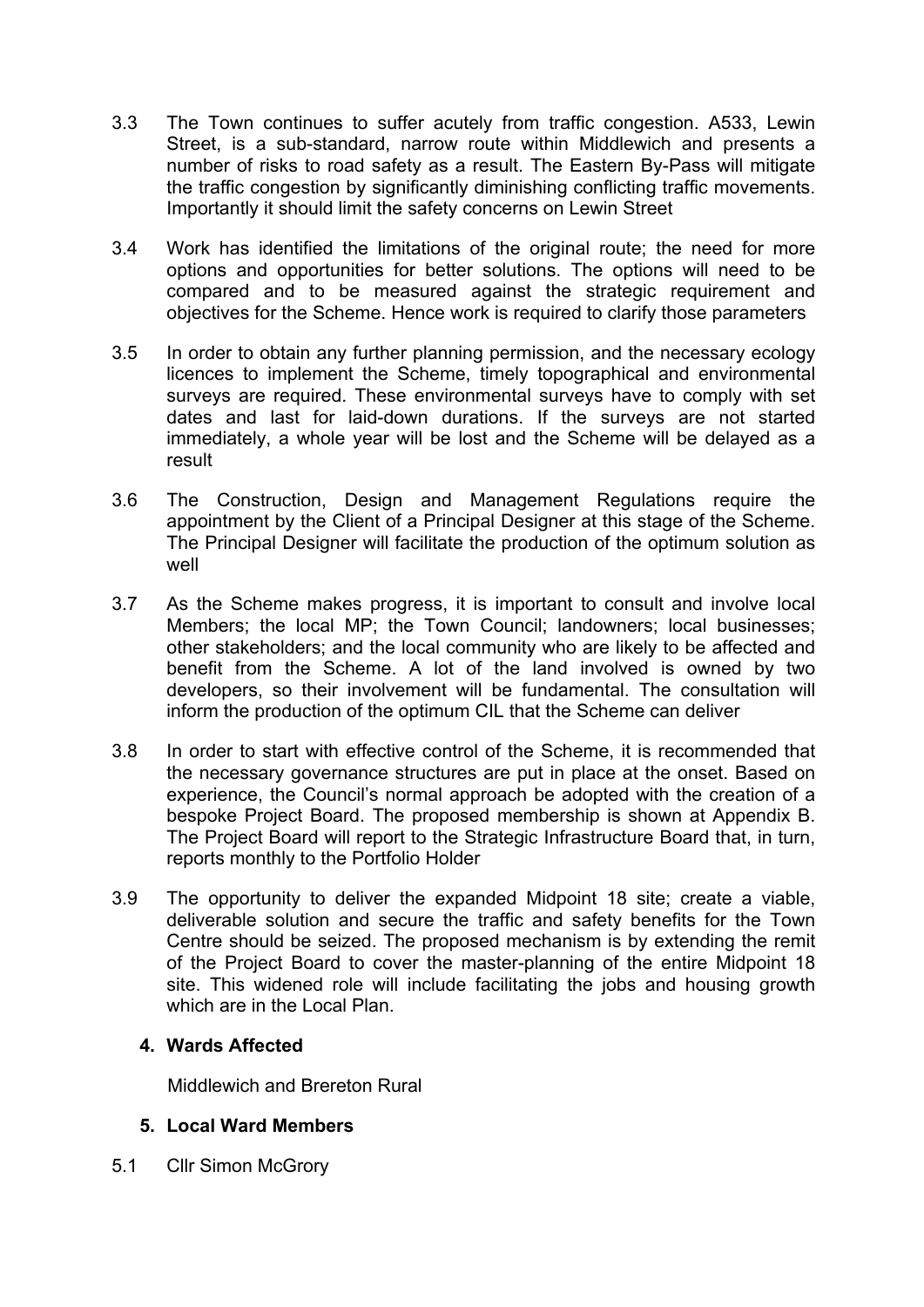3.3 The Town continues to suffer acutely from traffic congestion. A533, Lewin Street, is a sub-standard, narrow route within Middlewich and presents a number of risks to road safety as a result. The Eastern By-Pass will mitigate the traffic congestion by significantly diminishing conflicting traffic movements. Importantly it should limit the safety concerns on Lewin Street

3.4 Work has identified the limitations of the original route; the need for more options and opportunities for better solutions. The options will need to be compared and to be measured against the strategic requirement and objectives for the Scheme. Hence work is required to clarify those parameters

3.5 In order to obtain any further planning permission, and the necessary ecology licences to implement the Scheme, timely topographical and environmental surveys are required. These environmental surveys have to comply with set dates and last for laid-down durations. If the surveys are not started immediately, a whole year will be lost and the Scheme will be delayed as a result

3.6 The Construction, Design and Management Regulations require the appointment by the Client of a Principal Designer at this stage of the Scheme. The Principal Designer will facilitate the production of the optimum solution as well

3.7 As the Scheme makes progress, it is important to consult and involve local Members; the local MP; the Town Council; landowners; local businesses; other stakeholders; and the local community who are likely to be affected and benefit from the Scheme. A lot of the land involved is owned by two developers, so their involvement will be fundamental. The consultation will inform the production of the optimum CIL that the Scheme can deliver

3.8 In order to start with effective control of the Scheme, it is recommended that the necessary governance structures are put in place at the onset. Based on experience, the Council's normal approach be adopted with the creation of a bespoke Project Board. The proposed membership is shown at Appendix B. The Project Board will report to the Strategic Infrastructure Board that, in turn, reports monthly to the Portfolio Holder

3.9 The opportunity to deliver the expanded Midpoint 18 site; create a viable, deliverable solution and secure the traffic and safety benefits for the Town Centre should be seized. The proposed mechanism is by extending the remit of the Project Board to cover the master-planning of the entire Midpoint 18 site. This widened role will include facilitating the jobs and housing growth which are in the Local Plan.

## 4. Wards Affected

Middlewich and Brereton Rural

## 5. Local Ward Members

5.1 Cllr Simon McGrory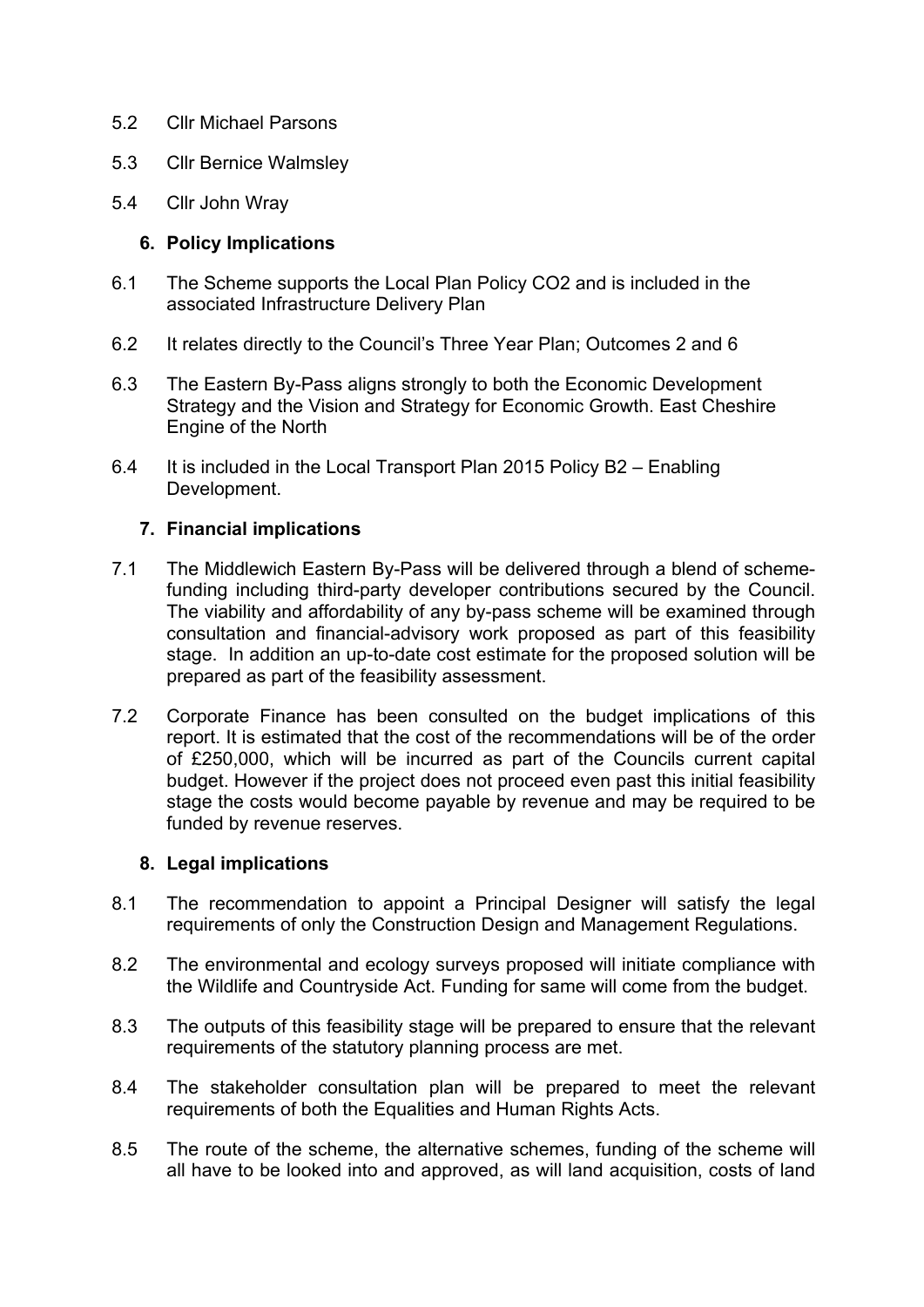5.2 Cllr Michael Parsons

5.3 Cllr Bernice Walmsley

5.4 Cllr John Wray

## 6. Policy Implications

6.1 The Scheme supports the Local Plan Policy CO2 and is included in the associated Infrastructure Delivery Plan

6.2 It relates directly to the Council's Three Year Plan; Outcomes 2 and 6

6.3 The Eastern By-Pass aligns strongly to both the Economic Development Strategy and the Vision and Strategy for Economic Growth. East Cheshire Engine of the North

6.4 It is included in the Local Transport Plan 2015 Policy B2 – Enabling Development.

## 7. Financial implications

7.1 The Middlewich Eastern By-Pass will be delivered through a blend of scheme-funding including third-party developer contributions secured by the Council. The viability and affordability of any by-pass scheme will be examined through consultation and financial-advisory work proposed as part of this feasibility stage. In addition an up-to-date cost estimate for the proposed solution will be prepared as part of the feasibility assessment.

7.2 Corporate Finance has been consulted on the budget implications of this report. It is estimated that the cost of the recommendations will be of the order of £250,000, which will be incurred as part of the Councils current capital budget. However if the project does not proceed even past this initial feasibility stage the costs would become payable by revenue and may be required to be funded by revenue reserves.

## 8. Legal implications

8.1 The recommendation to appoint a Principal Designer will satisfy the legal requirements of only the Construction Design and Management Regulations.

8.2 The environmental and ecology surveys proposed will initiate compliance with the Wildlife and Countryside Act. Funding for same will come from the budget.

8.3 The outputs of this feasibility stage will be prepared to ensure that the relevant requirements of the statutory planning process are met.

8.4 The stakeholder consultation plan will be prepared to meet the relevant requirements of both the Equalities and Human Rights Acts.

8.5 The route of the scheme, the alternative schemes, funding of the scheme will all have to be looked into and approved, as will land acquisition, costs of land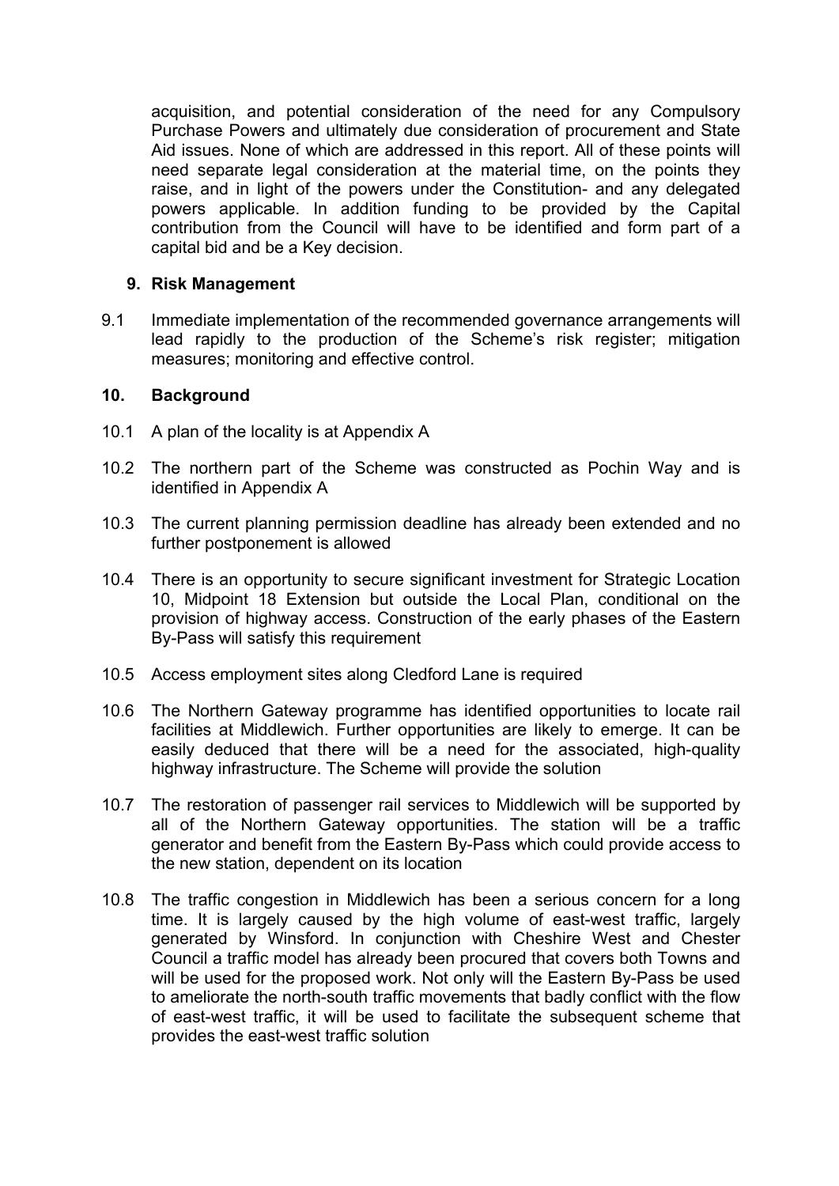acquisition, and potential consideration of the need for any Compulsory Purchase Powers and ultimately due consideration of procurement and State Aid issues. None of which are addressed in this report. All of these points will need separate legal consideration at the material time, on the points they raise, and in light of the powers under the Constitution- and any delegated powers applicable. In addition funding to be provided by the Capital contribution from the Council will have to be identified and form part of a capital bid and be a Key decision.

## 9. Risk Management

9.1 Immediate implementation of the recommended governance arrangements will lead rapidly to the production of the Scheme's risk register; mitigation measures; monitoring and effective control.

## 10. Background

10.1 A plan of the locality is at Appendix A

10.2 The northern part of the Scheme was constructed as Pochin Way and is identified in Appendix A

10.3 The current planning permission deadline has already been extended and no further postponement is allowed

10.4 There is an opportunity to secure significant investment for Strategic Location 10, Midpoint 18 Extension but outside the Local Plan, conditional on the provision of highway access. Construction of the early phases of the Eastern By-Pass will satisfy this requirement

10.5 Access employment sites along Cledford Lane is required

10.6 The Northern Gateway programme has identified opportunities to locate rail facilities at Middlewich. Further opportunities are likely to emerge. It can be easily deduced that there will be a need for the associated, high-quality highway infrastructure. The Scheme will provide the solution

10.7 The restoration of passenger rail services to Middlewich will be supported by all of the Northern Gateway opportunities. The station will be a traffic generator and benefit from the Eastern By-Pass which could provide access to the new station, dependent on its location

10.8 The traffic congestion in Middlewich has been a serious concern for a long time. It is largely caused by the high volume of east-west traffic, largely generated by Winsford. In conjunction with Cheshire West and Chester Council a traffic model has already been procured that covers both Towns and will be used for the proposed work. Not only will the Eastern By-Pass be used to ameliorate the north-south traffic movements that badly conflict with the flow of east-west traffic, it will be used to facilitate the subsequent scheme that provides the east-west traffic solution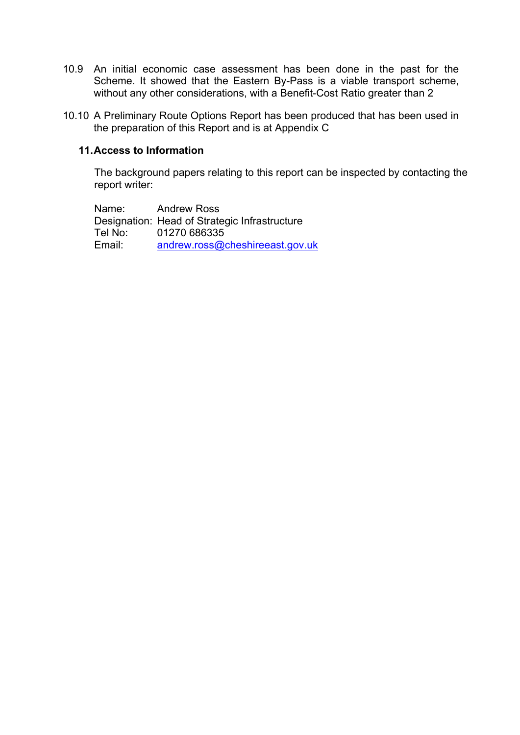10.9 An initial economic case assessment has been done in the past for the Scheme. It showed that the Eastern By-Pass is a viable transport scheme, without any other considerations, with a Benefit-Cost Ratio greater than 2

10.10 A Preliminary Route Options Report has been produced that has been used in the preparation of this Report and is at Appendix C

## 11. Access to Information

The background papers relating to this report can be inspected by contacting the report writer:

Name: Andrew Ross
Designation: Head of Strategic Infrastructure
Tel No: 01270 686335
Email: andrew.ross@cheshireeast.gov.uk